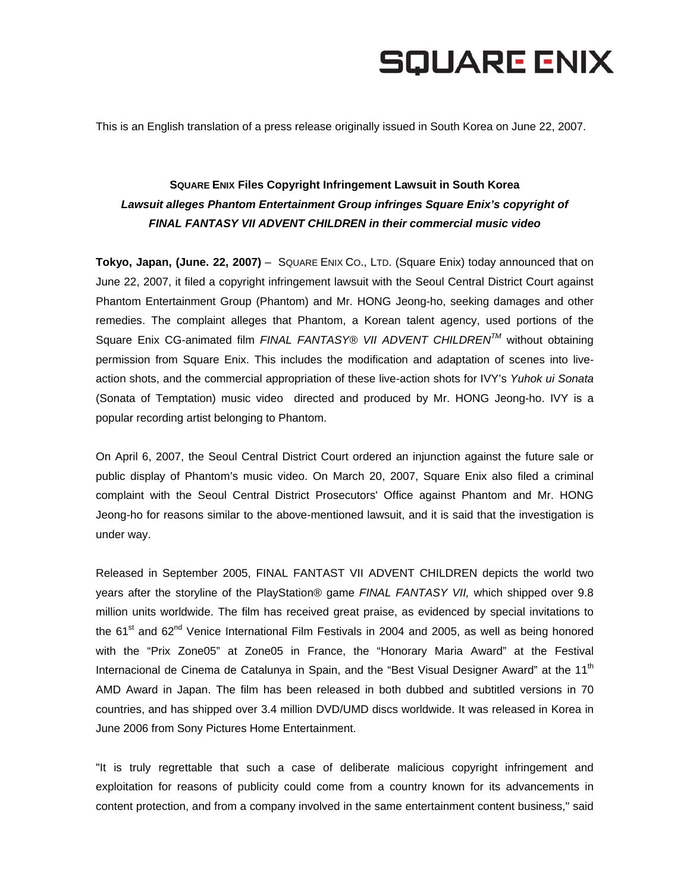# SQUARE ENIX

This is an English translation of a press release originally issued in South Korea on June 22, 2007.

## SQUARE ENIX Files Copyright Infringement Lawsuit in South Korea

***Lawsuit alleges Phantom Entertainment Group infringes Square Enix's copyright of FINAL FANTASY VII ADVENT CHILDREN in their commercial music video***

**Tokyo, Japan, (June. 22, 2007)** – SQUARE ENIX CO., LTD. (Square Enix) today announced that on June 22, 2007, it filed a copyright infringement lawsuit with the Seoul Central District Court against Phantom Entertainment Group (Phantom) and Mr. HONG Jeong-ho, seeking damages and other remedies. The complaint alleges that Phantom, a Korean talent agency, used portions of the Square Enix CG-animated film *FINAL FANTASY® VII ADVENT CHILDREN™* without obtaining permission from Square Enix. This includes the modification and adaptation of scenes into live-action shots, and the commercial appropriation of these live-action shots for IVY's *Yuhok ui Sonata* (Sonata of Temptation) music video directed and produced by Mr. HONG Jeong-ho. IVY is a popular recording artist belonging to Phantom.

On April 6, 2007, the Seoul Central District Court ordered an injunction against the future sale or public display of Phantom's music video. On March 20, 2007, Square Enix also filed a criminal complaint with the Seoul Central District Prosecutors' Office against Phantom and Mr. HONG Jeong-ho for reasons similar to the above-mentioned lawsuit, and it is said that the investigation is under way.

Released in September 2005, FINAL FANTAST VII ADVENT CHILDREN depicts the world two years after the storyline of the PlayStation® game *FINAL FANTASY VII,* which shipped over 9.8 million units worldwide. The film has received great praise, as evidenced by special invitations to the 61st and 62nd Venice International Film Festivals in 2004 and 2005, as well as being honored with the "Prix Zone05" at Zone05 in France, the "Honorary Maria Award" at the Festival Internacional de Cinema de Catalunya in Spain, and the "Best Visual Designer Award" at the 11th AMD Award in Japan. The film has been released in both dubbed and subtitled versions in 70 countries, and has shipped over 3.4 million DVD/UMD discs worldwide. It was released in Korea in June 2006 from Sony Pictures Home Entertainment.

"It is truly regrettable that such a case of deliberate malicious copyright infringement and exploitation for reasons of publicity could come from a country known for its advancements in content protection, and from a company involved in the same entertainment content business," said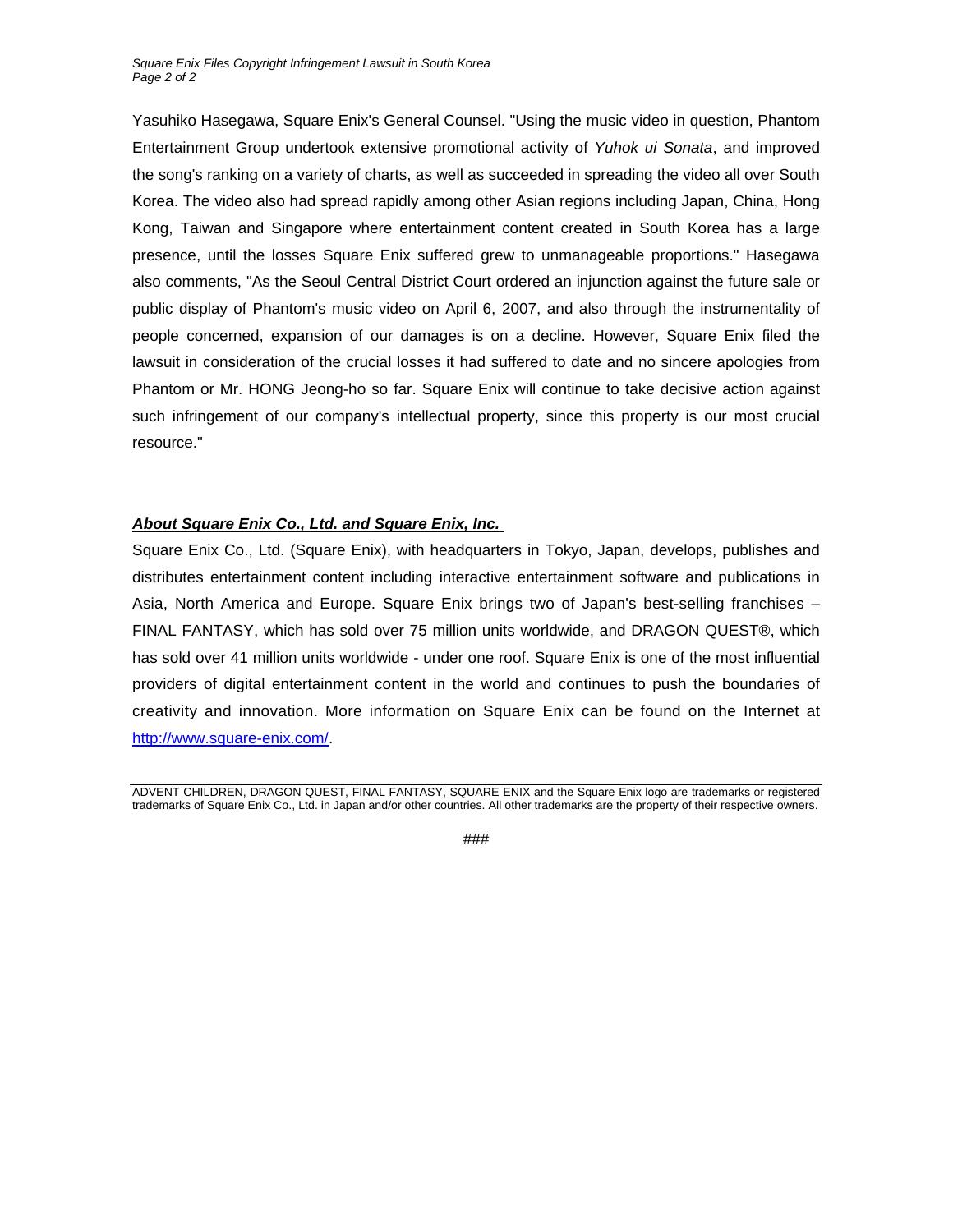Yasuhiko Hasegawa, Square Enix's General Counsel. "Using the music video in question, Phantom Entertainment Group undertook extensive promotional activity of *Yuhok ui Sonata*, and improved the song's ranking on a variety of charts, as well as succeeded in spreading the video all over South Korea. The video also had spread rapidly among other Asian regions including Japan, China, Hong Kong, Taiwan and Singapore where entertainment content created in South Korea has a large presence, until the losses Square Enix suffered grew to unmanageable proportions." Hasegawa also comments, "As the Seoul Central District Court ordered an injunction against the future sale or public display of Phantom's music video on April 6, 2007, and also through the instrumentality of people concerned, expansion of our damages is on a decline. However, Square Enix filed the lawsuit in consideration of the crucial losses it had suffered to date and no sincere apologies from Phantom or Mr. HONG Jeong-ho so far. Square Enix will continue to take decisive action against such infringement of our company's intellectual property, since this property is our most crucial resource."

***About Square Enix Co., Ltd. and Square Enix, Inc.***

Square Enix Co., Ltd. (Square Enix), with headquarters in Tokyo, Japan, develops, publishes and distributes entertainment content including interactive entertainment software and publications in Asia, North America and Europe. Square Enix brings two of Japan's best-selling franchises – FINAL FANTASY, which has sold over 75 million units worldwide, and DRAGON QUEST®, which has sold over 41 million units worldwide - under one roof. Square Enix is one of the most influential providers of digital entertainment content in the world and continues to push the boundaries of creativity and innovation. More information on Square Enix can be found on the Internet at http://www.square-enix.com/.

---

ADVENT CHILDREN, DRAGON QUEST, FINAL FANTASY, SQUARE ENIX and the Square Enix logo are trademarks or registered trademarks of Square Enix Co., Ltd. in Japan and/or other countries. All other trademarks are the property of their respective owners.

###